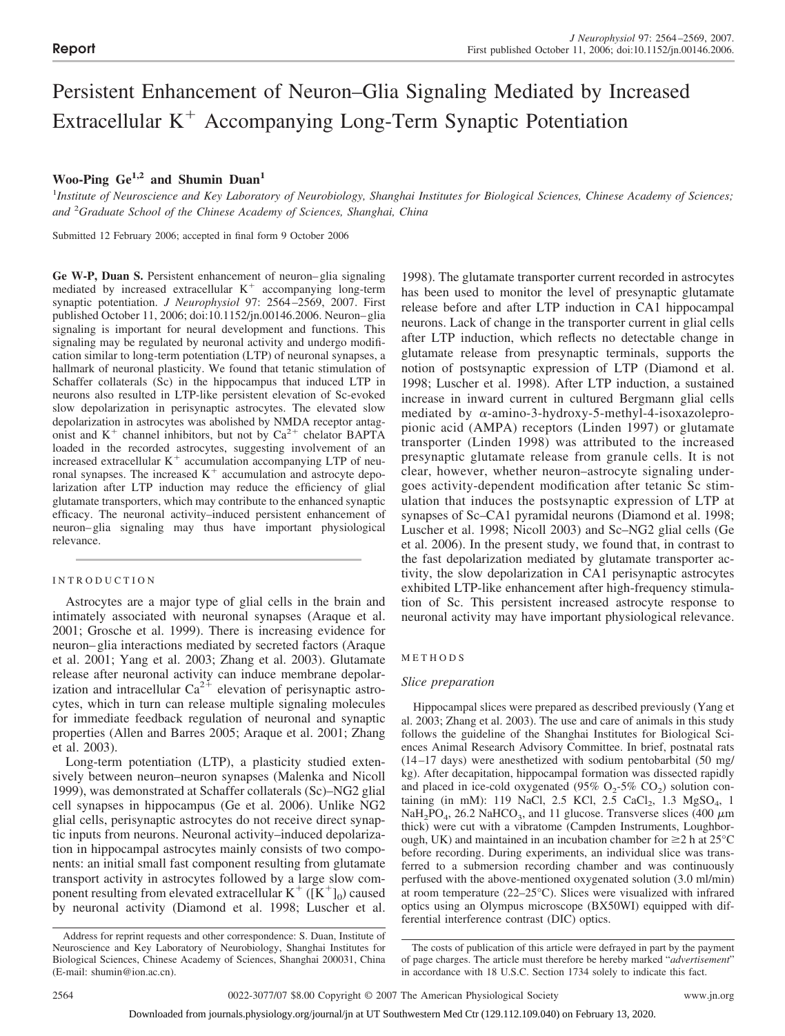Report

# Persistent Enhancement of Neuron–Glia Signaling Mediated by Increased Extracellular $K^+$ Accompanying Long-Term Synaptic Potentiation

**Woo-Ping Ge[1,2] and Shumin Duan[1]**

[1]*Institute of Neuroscience and Key Laboratory of Neurobiology, Shanghai Institutes for Biological Sciences, Chinese Academy of Sciences; and* [2]*Graduate School of the Chinese Academy of Sciences, Shanghai, China*

Submitted 12 February 2006; accepted in final form 9 October 2006

**Ge W-P, Duan S.** Persistent enhancement of neuron–glia signaling mediated by increased extracellular $K^+$ accompanying long-term synaptic potentiation. *J Neurophysiol* 97: 2564–2569, 2007. First published October 11, 2006; doi:10.1152/jn.00146.2006. Neuron–glia signaling is important for neural development and functions. This signaling may be regulated by neuronal activity and undergo modification similar to long-term potentiation (LTP) of neuronal synapses, a hallmark of neuronal plasticity. We found that tetanic stimulation of Schaffer collaterals (Sc) in the hippocampus that induced LTP in neurons also resulted in LTP-like persistent elevation of Sc-evoked slow depolarization in perisynaptic astrocytes. The elevated slow depolarization in astrocytes was abolished by NMDA receptor antagonist and $K^+$ channel inhibitors, but not by $Ca^{2+}$ chelator BAPTA loaded in the recorded astrocytes, suggesting involvement of an increased extracellular $K^+$ accumulation accompanying LTP of neuronal synapses. The increased $K^+$ accumulation and astrocyte depolarization after LTP induction may reduce the efficiency of glial glutamate transporters, which may contribute to the enhanced synaptic efficacy. The neuronal activity–induced persistent enhancement of neuron–glia signaling may thus have important physiological relevance.

## INTRODUCTION

Astrocytes are a major type of glial cells in the brain and intimately associated with neuronal synapses (Araque et al. 2001; Grosche et al. 1999). There is increasing evidence for neuron–glia interactions mediated by secreted factors (Araque et al. 2001; Yang et al. 2003; Zhang et al. 2003). Glutamate release after neuronal activity can induce membrane depolarization and intracellular $Ca^{2+}$ elevation of perisynaptic astrocytes, which in turn can release multiple signaling molecules for immediate feedback regulation of neuronal and synaptic properties (Allen and Barres 2005; Araque et al. 2001; Zhang et al. 2003).

Long-term potentiation (LTP), a plasticity studied extensively between neuron–neuron synapses (Malenka and Nicoll 1999), was demonstrated at Schaffer collaterals (Sc)–NG2 glial cell synapses in hippocampus (Ge et al. 2006). Unlike NG2 glial cells, perisynaptic astrocytes do not receive direct synaptic inputs from neurons. Neuronal activity–induced depolarization in hippocampal astrocytes mainly consists of two components: an initial small fast component resulting from glutamate transport activity in astrocytes followed by a large slow component resulting from elevated extracellular $K^+$ ($[K^+]_0$) caused by neuronal activity (Diamond et al. 1998; Luscher et al. 1998). The glutamate transporter current recorded in astrocytes has been used to monitor the level of presynaptic glutamate release before and after LTP induction in CA1 hippocampal neurons. Lack of change in the transporter current in glial cells after LTP induction, which reflects no detectable change in glutamate release from presynaptic terminals, supports the notion of postsynaptic expression of LTP (Diamond et al. 1998; Luscher et al. 1998). After LTP induction, a sustained increase in inward current in cultured Bergmann glial cells mediated by α-amino-3-hydroxy-5-methyl-4-isoxazolepropionic acid (AMPA) receptors (Linden 1997) or glutamate transporter (Linden 1998) was attributed to the increased presynaptic glutamate release from granule cells. It is not clear, however, whether neuron–astrocyte signaling undergoes activity-dependent modification after tetanic Sc stimulation that induces the postsynaptic expression of LTP at synapses of Sc–CA1 pyramidal neurons (Diamond et al. 1998; Luscher et al. 1998; Nicoll 2003) and Sc–NG2 glial cells (Ge et al. 2006). In the present study, we found that, in contrast to the fast depolarization mediated by glutamate transporter activity, the slow depolarization in CA1 perisynaptic astrocytes exhibited LTP-like enhancement after high-frequency stimulation of Sc. This persistent increased astrocyte response to neuronal activity may have important physiological relevance.

## METHODS

### *Slice preparation*

Hippocampal slices were prepared as described previously (Yang et al. 2003; Zhang et al. 2003). The use and care of animals in this study follows the guideline of the Shanghai Institutes for Biological Sciences Animal Research Advisory Committee. In brief, postnatal rats (14–17 days) were anesthetized with sodium pentobarbital (50 mg/kg). After decapitation, hippocampal formation was dissected rapidly and placed in ice-cold oxygenated (95% $O_2$-5% $CO_2$) solution containing (in mM): 119 NaCl, 2.5 KCl, 2.5 $CaCl_2$, 1.3 $MgSO_4$, 1 $NaH_2PO_4$, 26.2 $NaHCO_3$, and 11 glucose. Transverse slices (400 μm thick) were cut with a vibratome (Campden Instruments, Loughborough, UK) and maintained in an incubation chamber for ≥2 h at 25°C before recording. During experiments, an individual slice was transferred to a submersion recording chamber and was continuously perfused with the above-mentioned oxygenated solution (3.0 ml/min) at room temperature (22–25°C). Slices were visualized with infrared optics using an Olympus microscope (BX50WI) equipped with differential interference contrast (DIC) optics.

Address for reprint requests and other correspondence: S. Duan, Institute of Neuroscience and Key Laboratory of Neurobiology, Shanghai Institutes for Biological Sciences, Chinese Academy of Sciences, Shanghai 200031, China (E-mail: shumin@ion.ac.cn).

The costs of publication of this article were defrayed in part by the payment of page charges. The article must therefore be hereby marked "*advertisement*" in accordance with 18 U.S.C. Section 1734 solely to indicate this fact.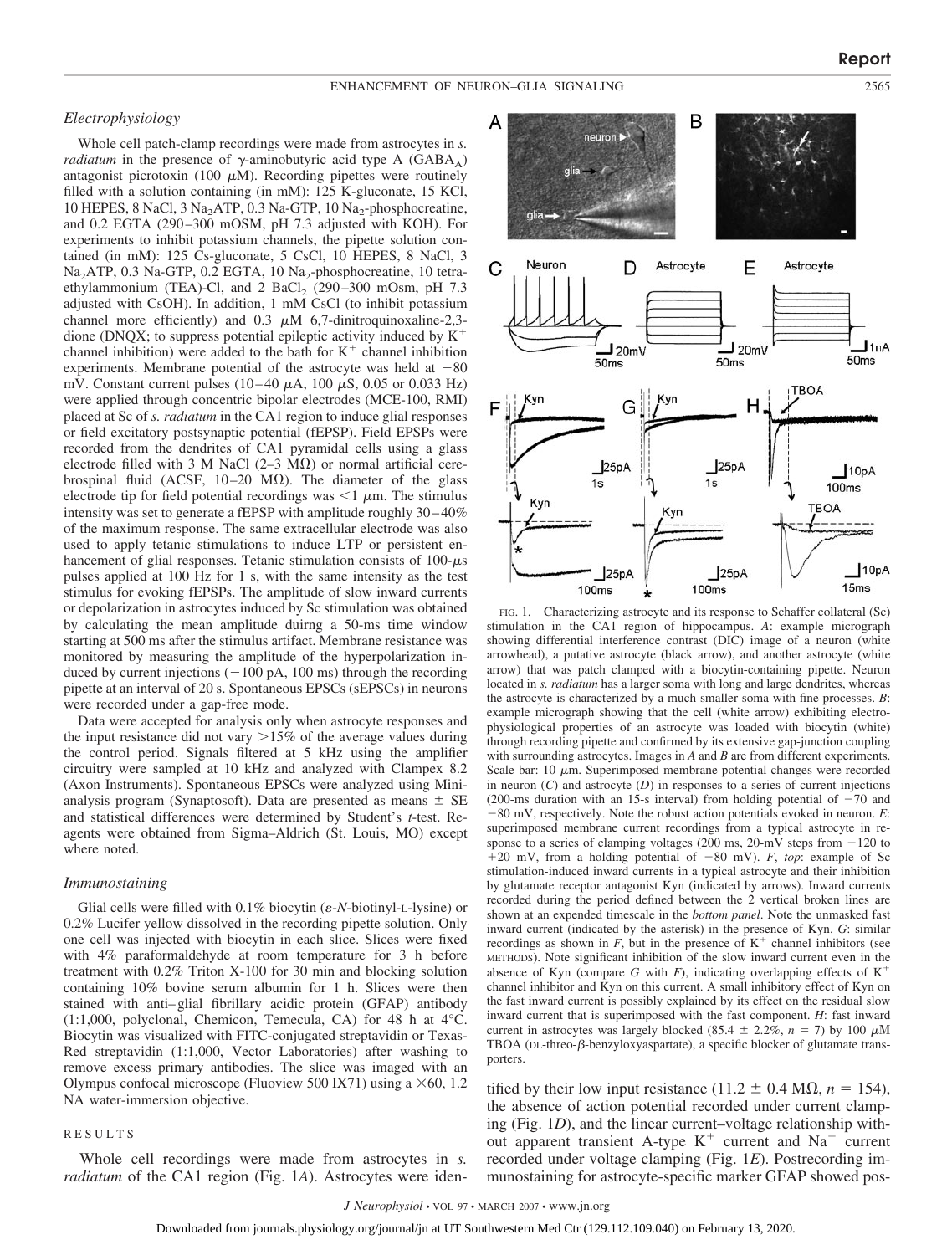### Electrophysiology

Whole cell patch-clamp recordings were made from astrocytes in *s. radiatum* in the presence of γ-aminobutyric acid type A ($GABA_A$) antagonist picrotoxin (100 μM). Recording pipettes were routinely filled with a solution containing (in mM): 125 K-gluconate, 15 KCl, 10 HEPES, 8 NaCl, 3 $Na_2ATP$, 0.3 Na-GTP, 10 $Na_2$-phosphocreatine, and 0.2 EGTA (290–300 mOSM, pH 7.3 adjusted with KOH). For experiments to inhibit potassium channels, the pipette solution contained (in mM): 125 Cs-gluconate, 5 CsCl, 10 HEPES, 8 NaCl, 3 $Na_2ATP$, 0.3 Na-GTP, 0.2 EGTA, 10 $Na_2$-phosphocreatine, 10 tetraethylammonium (TEA)-Cl, and 2 $BaCl_2$ (290–300 mOsm, pH 7.3 adjusted with CsOH). In addition, 1 mM CsCl (to inhibit potassium channel more efficiently) and 0.3 μM 6,7-dinitroquinoxaline-2,3-dione (DNQX; to suppress potential epileptic activity induced by $K^+$ channel inhibition) were added to the bath for $K^+$ channel inhibition experiments. Membrane potential of the astrocyte was held at −80 mV. Constant current pulses (10–40 μA, 100 μS, 0.05 or 0.033 Hz) were applied through concentric bipolar electrodes (MCE-100, RMI) placed at Sc of *s. radiatum* in the CA1 region to induce glial responses or field excitatory postsynaptic potential (fEPSP). Field EPSPs were recorded from the dendrites of CA1 pyramidal cells using a glass electrode filled with 3 M NaCl (2–3 MΩ) or normal artificial cerebrospinal fluid (ACSF, 10–20 MΩ). The diameter of the glass electrode tip for field potential recordings was <1 μm. The stimulus intensity was set to generate a fEPSP with amplitude roughly 30–40% of the maximum response. The same extracellular electrode was also used to apply tetanic stimulations to induce LTP or persistent enhancement of glial responses. Tetanic stimulation consists of 100-μs pulses applied at 100 Hz for 1 s, with the same intensity as the test stimulus for evoking fEPSPs. The amplitude of slow inward currents or depolarization in astrocytes induced by Sc stimulation was obtained by calculating the mean amplitude duirng a 50-ms time window starting at 500 ms after the stimulus artifact. Membrane resistance was monitored by measuring the amplitude of the hyperpolarization induced by current injections (−100 pA, 100 ms) through the recording pipette at an interval of 20 s. Spontaneous EPSCs (sEPSCs) in neurons were recorded under a gap-free mode.

Data were accepted for analysis only when astrocyte responses and the input resistance did not vary >15% of the average values during the control period. Signals filtered at 5 kHz using the amplifier circuitry were sampled at 10 kHz and analyzed with Clampex 8.2 (Axon Instruments). Spontaneous EPSCs were analyzed using Minianalysis program (Synaptosoft). Data are presented as means ± SE and statistical differences were determined by Student's *t*-test. Reagents were obtained from Sigma–Aldrich (St. Louis, MO) except where noted.

### Immunostaining

Glial cells were filled with 0.1% biocytin (ε-*N*-biotinyl-L-lysine) or 0.2% Lucifer yellow dissolved in the recording pipette solution. Only one cell was injected with biocytin in each slice. Slices were fixed with 4% paraformaldehyde at room temperature for 3 h before treatment with 0.2% Triton X-100 for 30 min and blocking solution containing 10% bovine serum albumin for 1 h. Slices were then stained with anti–glial fibrillary acidic protein (GFAP) antibody (1:1,000, polyclonal, Chemicon, Temecula, CA) for 48 h at 4°C. Biocytin was visualized with FITC-conjugated streptavidin or Texas-Red streptavidin (1:1,000, Vector Laboratories) after washing to remove excess primary antibodies. The slice was imaged with an Olympus confocal microscope (Fluoview 500 IX71) using a ×60, 1.2 NA water-immersion objective.

## RESULTS

Whole cell recordings were made from astrocytes in *s. radiatum* of the CA1 region (Fig. 1*A*). Astrocytes were identified by their low input resistance (11.2 ± 0.4 MΩ, *n* = 154), the absence of action potential recorded under current clamping (Fig. 1*D*), and the linear current–voltage relationship without apparent transient A-type $K^+$ current and $Na^+$ current recorded under voltage clamping (Fig. 1*E*). Postrecording immunostaining for astrocyte-specific marker GFAP showed pos-

FIG. 1. Characterizing astrocyte and its response to Schaffer collateral (Sc) stimulation in the CA1 region of hippocampus. *A*: example micrograph showing differential interference contrast (DIC) image of a neuron (white arrowhead), a putative astrocyte (black arrow), and another astrocyte (white arrow) that was patch clamped with a biocytin-containing pipette. Neuron located in *s. radiatum* has a larger soma with long and large dendrites, whereas the astrocyte is characterized by a much smaller soma with fine processes. *B*: example micrograph showing that the cell (white arrow) exhibiting electrophysiological properties of an astrocyte was loaded with biocytin (white) through recording pipette and confirmed by its extensive gap-junction coupling with surrounding astrocytes. Images in *A* and *B* are from different experiments. Scale bar: 10 μm. Superimposed membrane potential changes were recorded in neuron (*C*) and astrocyte (*D*) in responses to a series of current injections (200-ms duration with an 15-s interval) from holding potential of −70 and −80 mV, respectively. Note the robust action potentials evoked in neuron. *E*: superimposed membrane current recordings from a typical astrocyte in response to a series of clamping voltages (200 ms, 20-mV steps from −120 to +20 mV, from a holding potential of −80 mV). *F*, *top*: example of Sc stimulation-induced inward currents in a typical astrocyte and their inhibition by glutamate receptor antagonist Kyn (indicated by arrows). Inward currents recorded during the period defined between the 2 vertical broken lines are shown at an expended timescale in the *bottom panel*. Note the unmasked fast inward current (indicated by the asterisk) in the presence of Kyn. *G*: similar recordings as shown in *F*, but in the presence of $K^+$ channel inhibitors (see METHODS). Note significant inhibition of the slow inward current even in the absence of Kyn (compare *G* with *F*), indicating overlapping effects of $K^+$ channel inhibitor and Kyn on this current. A small inhibitory effect of Kyn on the fast inward current is possibly explained by its effect on the residual slow inward current that is superimposed with the fast component. *H*: fast inward current in astrocytes was largely blocked (85.4 ± 2.2%, *n* = 7) by 100 μM TBOA (DL-threo-β-benzyloxyaspartate), a specific blocker of glutamate transporters.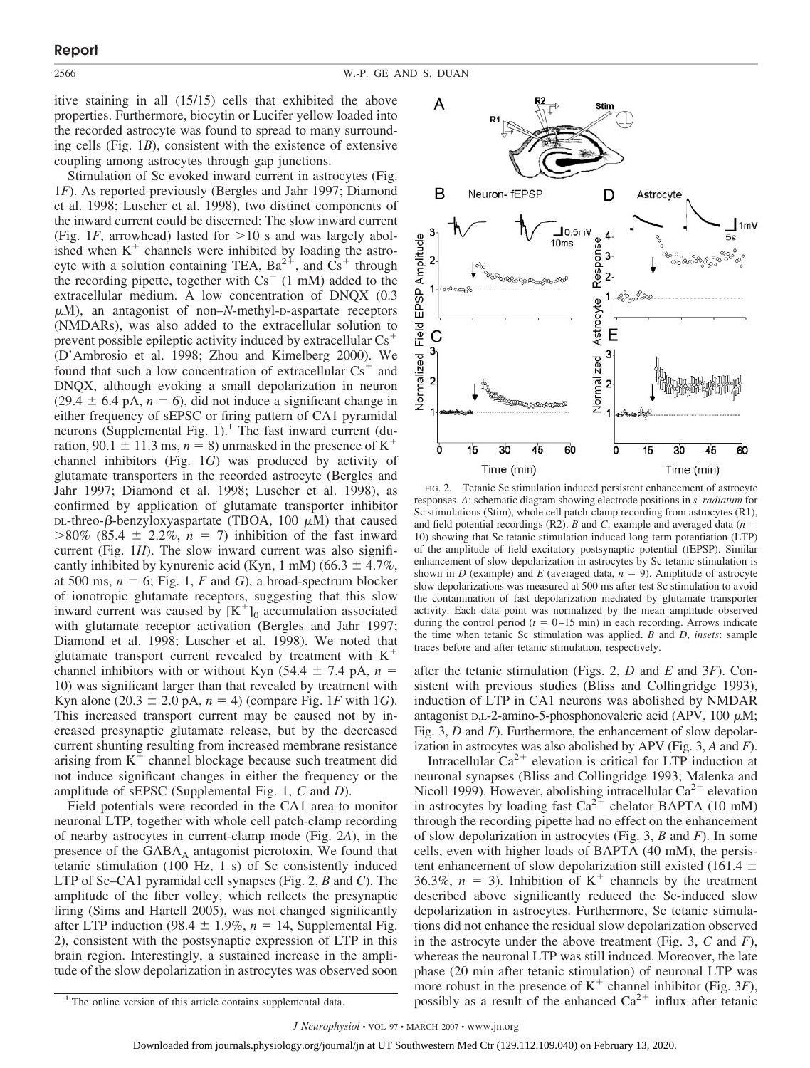itive staining in all (15/15) cells that exhibited the above properties. Furthermore, biocytin or Lucifer yellow loaded into the recorded astrocyte was found to spread to many surrounding cells (Fig. 1*B*), consistent with the existence of extensive coupling among astrocytes through gap junctions.

Stimulation of Sc evoked inward current in astrocytes (Fig. 1*F*). As reported previously (Bergles and Jahr 1997; Diamond et al. 1998; Luscher et al. 1998), two distinct components of the inward current could be discerned: The slow inward current (Fig. 1*F*, arrowhead) lasted for >10 s and was largely abolished when $K^+$ channels were inhibited by loading the astrocyte with a solution containing TEA, $Ba^{2+}$, and $Cs^+$ through the recording pipette, together with $Cs^+$ (1 mM) added to the extracellular medium. A low concentration of DNQX (0.3 μM), an antagonist of non–*N*-methyl-D-aspartate receptors (NMDARs), was also added to the extracellular solution to prevent possible epileptic activity induced by extracellular $Cs^+$ (D'Ambrosio et al. 1998; Zhou and Kimelberg 2000). We found that such a low concentration of extracellular $Cs^+$ and DNQX, although evoking a small depolarization in neuron (29.4 ± 6.4 pA, $n = 6$), did not induce a significant change in either frequency of sEPSC or firing pattern of CA1 pyramidal neurons (Supplemental Fig. 1).[1] The fast inward current (duration, 90.1 ± 11.3 ms, $n = 8$) unmasked in the presence of $K^+$ channel inhibitors (Fig. 1*G*) was produced by activity of glutamate transporters in the recorded astrocyte (Bergles and Jahr 1997; Diamond et al. 1998; Luscher et al. 1998), as confirmed by application of glutamate transporter inhibitor DL-threo-β-benzyloxyaspartate (TBOA, 100 μM) that caused >80% (85.4 ± 2.2%, $n = 7$) inhibition of the fast inward current (Fig. 1*H*). The slow inward current was also significantly inhibited by kynurenic acid (Kyn, 1 mM) (66.3 ± 4.7%, at 500 ms, $n = 6$; Fig. 1, *F* and *G*), a broad-spectrum blocker of ionotropic glutamate receptors, suggesting that this slow inward current was caused by $[K^+]_0$ accumulation associated with glutamate receptor activation (Bergles and Jahr 1997; Diamond et al. 1998; Luscher et al. 1998). We noted that glutamate transport current revealed by treatment with $K^+$ channel inhibitors with or without Kyn (54.4 ± 7.4 pA, $n = 10$) was significant larger than that revealed by treatment with Kyn alone (20.3 ± 2.0 pA, $n = 4$) (compare Fig. 1*F* with 1*G*). This increased transport current may be caused not by increased presynaptic glutamate release, but by the decreased current shunting resulting from increased membrane resistance arising from $K^+$ channel blockage because such treatment did not induce significant changes in either the frequency or the amplitude of sEPSC (Supplemental Fig. 1, *C* and *D*).

Field potentials were recorded in the CA1 area to monitor neuronal LTP, together with whole cell patch-clamp recording of nearby astrocytes in current-clamp mode (Fig. 2*A*), in the presence of the $GABA_A$ antagonist picrotoxin. We found that tetanic stimulation (100 Hz, 1 s) of Sc consistently induced LTP of Sc–CA1 pyramidal cell synapses (Fig. 2, *B* and *C*). The amplitude of the fiber volley, which reflects the presynaptic firing (Sims and Hartell 2005), was not changed significantly after LTP induction (98.4 ± 1.9%, $n = 14$, Supplemental Fig. 2), consistent with the postsynaptic expression of LTP in this brain region. Interestingly, a sustained increase in the amplitude of the slow depolarization in astrocytes was observed soon after the tetanic stimulation (Figs. 2, *D* and *E* and 3*F*). Consistent with previous studies (Bliss and Collingridge 1993), induction of LTP in CA1 neurons was abolished by NMDAR antagonist D,L-2-amino-5-phosphonovaleric acid (APV, 100 μM; Fig. 3, *D* and *F*). Furthermore, the enhancement of slow depolarization in astrocytes was also abolished by APV (Fig. 3, *A* and *F*).

FIG. 2. Tetanic Sc stimulation induced persistent enhancement of astrocyte responses. *A*: schematic diagram showing electrode positions in *s. radiatum* for Sc stimulations (Stim), whole cell patch-clamp recording from astrocytes (R1), and field potential recordings (R2). *B* and *C*: example and averaged data ($n = 10$) showing that Sc tetanic stimulation induced long-term potentiation (LTP) of the amplitude of field excitatory postsynaptic potential (fEPSP). Similar enhancement of slow depolarization in astrocytes by Sc tetanic stimulation is shown in *D* (example) and *E* (averaged data, $n = 9$). Amplitude of astrocyte slow depolarizations was measured at 500 ms after test Sc stimulation to avoid the contamination of fast depolarization mediated by glutamate transporter activity. Each data point was normalized by the mean amplitude observed during the control period ($t = 0$–15 min) in each recording. Arrows indicate the time when tetanic Sc stimulation was applied. *B* and *D*, *insets*: sample traces before and after tetanic stimulation, respectively.

Intracellular $Ca^{2+}$ elevation is critical for LTP induction at neuronal synapses (Bliss and Collingridge 1993; Malenka and Nicoll 1999). However, abolishing intracellular $Ca^{2+}$ elevation in astrocytes by loading fast $Ca^{2+}$ chelator BAPTA (10 mM) through the recording pipette had no effect on the enhancement of slow depolarization in astrocytes (Fig. 3, *B* and *F*). In some cells, even with higher loads of BAPTA (40 mM), the persistent enhancement of slow depolarization still existed (161.4 ± 36.3%, $n = 3$). Inhibition of $K^+$ channels by the treatment described above significantly reduced the Sc-induced slow depolarization in astrocytes. Furthermore, Sc tetanic stimulations did not enhance the residual slow depolarization observed in the astrocyte under the above treatment (Fig. 3, *C* and *F*), whereas the neuronal LTP was still induced. Moreover, the late phase (20 min after tetanic stimulation) of neuronal LTP was more robust in the presence of $K^+$ channel inhibitor (Fig. 3*F*), possibly as a result of the enhanced $Ca^{2+}$ influx after tetanic

[1] The online version of this article contains supplemental data.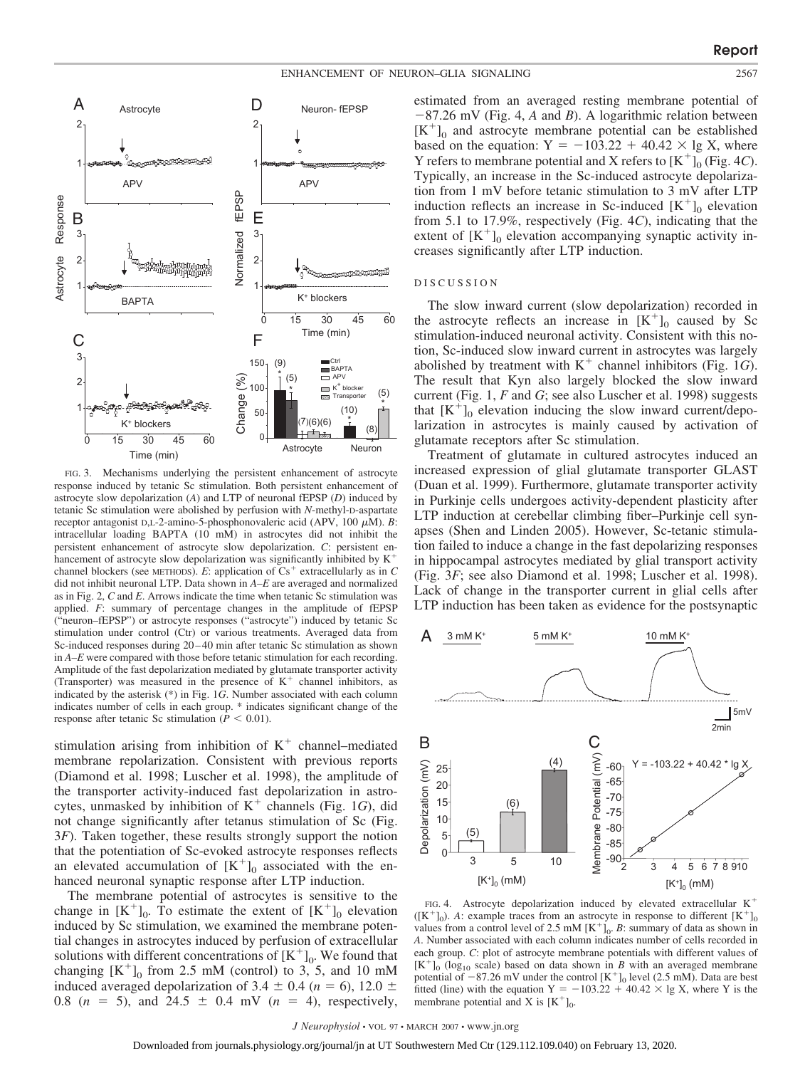FIG. 3. Mechanisms underlying the persistent enhancement of astrocyte response induced by tetanic Sc stimulation. Both persistent enhancement of astrocyte slow depolarization (*A*) and LTP of neuronal fEPSP (*D*) induced by tetanic Sc stimulation were abolished by perfusion with *N*-methyl-D-aspartate receptor antagonist D,L-2-amino-5-phosphonovaleric acid (APV, 100 μM). *B*: intracellular loading BAPTA (10 mM) in astrocytes did not inhibit the persistent enhancement of astrocyte slow depolarization. *C*: persistent enhancement of astrocyte slow depolarization was significantly inhibited by $K^+$ channel blockers (see METHODS). *E*: application of $Cs^+$ extracellularly as in *C* did not inhibit neuronal LTP. Data shown in *A*–*E* are averaged and normalized as in Fig. 2, *C* and *E*. Arrows indicate the time when tetanic Sc stimulation was applied. *F*: summary of percentage changes in the amplitude of fEPSP ("neuron–fEPSP") or astrocyte responses ("astrocyte") induced by tetanic Sc stimulation under control (Ctr) or various treatments. Averaged data from Sc-induced responses during 20–40 min after tetanic Sc stimulation as shown in *A*–*E* were compared with those before tetanic stimulation for each recording. Amplitude of the fast depolarization mediated by glutamate transporter activity (Transporter) was measured in the presence of $K^+$ channel inhibitors, as indicated by the asterisk (*) in Fig. 1*G*. Number associated with each column indicates number of cells in each group. * indicates significant change of the response after tetanic Sc stimulation ($P < 0.01$).

stimulation arising from inhibition of $K^+$ channel–mediated membrane repolarization. Consistent with previous reports (Diamond et al. 1998; Luscher et al. 1998), the amplitude of the transporter activity-induced fast depolarization in astrocytes, unmasked by inhibition of $K^+$ channels (Fig. 1*G*), did not change significantly after tetanus stimulation of Sc (Fig. 3*F*). Taken together, these results strongly support the notion that the potentiation of Sc-evoked astrocyte responses reflects an elevated accumulation of $[K^+]_0$ associated with the enhanced neuronal synaptic response after LTP induction.

The membrane potential of astrocytes is sensitive to the change in $[K^+]_0$. To estimate the extent of $[K^+]_0$ elevation induced by Sc stimulation, we examined the membrane potential changes in astrocytes induced by perfusion of extracellular solutions with different concentrations of $[K^+]_0$. We found that changing $[K^+]_0$ from 2.5 mM (control) to 3, 5, and 10 mM induced averaged depolarization of $3.4 \pm 0.4$ ($n = 6$), $12.0 \pm 0.8$ ($n = 5$), and $24.5 \pm 0.4$ mV ($n = 4$), respectively, estimated from an averaged resting membrane potential of $-87.26$ mV (Fig. 4, *A* and *B*). A logarithmic relation between $[K^+]_0$ and astrocyte membrane potential can be established based on the equation: $Y = -103.22 + 40.42 \times \lg X$, where Y refers to membrane potential and X refers to $[K^+]_0$ (Fig. 4*C*). Typically, an increase in the Sc-induced astrocyte depolarization from 1 mV before tetanic stimulation to 3 mV after LTP induction reflects an increase in Sc-induced $[K^+]_0$ elevation from 5.1 to 17.9%, respectively (Fig. 4*C*), indicating that the extent of $[K^+]_0$ elevation accompanying synaptic activity increases significantly after LTP induction.

## DISCUSSION

The slow inward current (slow depolarization) recorded in the astrocyte reflects an increase in $[K^+]_0$ caused by Sc stimulation-induced neuronal activity. Consistent with this notion, Sc-induced slow inward current in astrocytes was largely abolished by treatment with $K^+$ channel inhibitors (Fig. 1*G*). The result that Kyn also largely blocked the slow inward current (Fig. 1, *F* and *G*; see also Luscher et al. 1998) suggests that $[K^+]_0$ elevation inducing the slow inward current/depolarization in astrocytes is mainly caused by activation of glutamate receptors after Sc stimulation.

Treatment of glutamate in cultured astrocytes induced an increased expression of glial glutamate transporter GLAST (Duan et al. 1999). Furthermore, glutamate transporter activity in Purkinje cells undergoes activity-dependent plasticity after LTP induction at cerebellar climbing fiber–Purkinje cell synapses (Shen and Linden 2005). However, Sc-tetanic stimulation failed to induce a change in the fast depolarizing responses in hippocampal astrocytes mediated by glial transport activity (Fig. 3*F*; see also Diamond et al. 1998; Luscher et al. 1998). Lack of change in the transporter current in glial cells after LTP induction has been taken as evidence for the postsynaptic

FIG. 4. Astrocyte depolarization induced by elevated extracellular $K^+$ ($[K^+]_0$). *A*: example traces from an astrocyte in response to different $[K^+]_0$ values from a control level of 2.5 mM $[K^+]_0$. *B*: summary of data as shown in *A*. Number associated with each column indicates number of cells recorded in each group. *C*: plot of astrocyte membrane potentials with different values of $[K^+]_0$ ($\log_{10}$ scale) based on data shown in *B* with an averaged membrane potential of $-87.26$ mV under the control $[K^+]_0$ level (2.5 mM). Data are best fitted (line) with the equation $Y = -103.22 + 40.42 \times \lg X$, where Y is the membrane potential and X is $[K^+]_0$.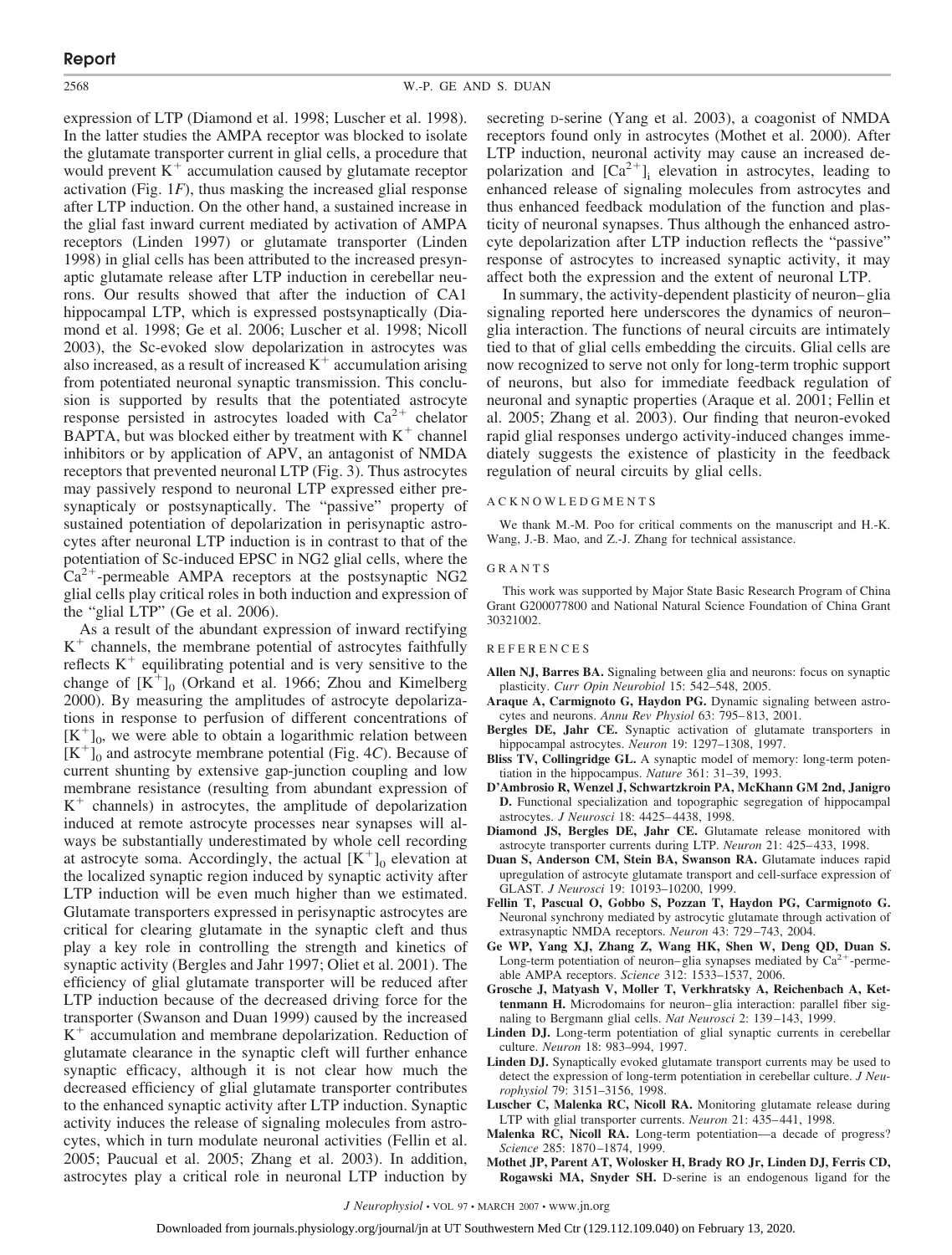expression of LTP (Diamond et al. 1998; Luscher et al. 1998). In the latter studies the AMPA receptor was blocked to isolate the glutamate transporter current in glial cells, a procedure that would prevent $K^+$ accumulation caused by glutamate receptor activation (Fig. 1*F*), thus masking the increased glial response after LTP induction. On the other hand, a sustained increase in the glial fast inward current mediated by activation of AMPA receptors (Linden 1997) or glutamate transporter (Linden 1998) in glial cells has been attributed to the increased presynaptic glutamate release after LTP induction in cerebellar neurons. Our results showed that after the induction of CA1 hippocampal LTP, which is expressed postsynaptically (Diamond et al. 1998; Ge et al. 2006; Luscher et al. 1998; Nicoll 2003), the Sc-evoked slow depolarization in astrocytes was also increased, as a result of increased $K^+$ accumulation arising from potentiated neuronal synaptic transmission. This conclusion is supported by results that the potentiated astrocyte response persisted in astrocytes loaded with $Ca^{2+}$ chelator BAPTA, but was blocked either by treatment with $K^+$ channel inhibitors or by application of APV, an antagonist of NMDA receptors that prevented neuronal LTP (Fig. 3). Thus astrocytes may passively respond to neuronal LTP expressed either presynapticaly or postsynaptically. The "passive" property of sustained potentiation of depolarization in perisynaptic astrocytes after neuronal LTP induction is in contrast to that of the potentiation of Sc-induced EPSC in NG2 glial cells, where the $Ca^{2+}$-permeable AMPA receptors at the postsynaptic NG2 glial cells play critical roles in both induction and expression of the "glial LTP" (Ge et al. 2006).

As a result of the abundant expression of inward rectifying $K^+$ channels, the membrane potential of astrocytes faithfully reflects $K^+$ equilibrating potential and is very sensitive to the change of $[K^+]_0$ (Orkand et al. 1966; Zhou and Kimelberg 2000). By measuring the amplitudes of astrocyte depolarizations in response to perfusion of different concentrations of $[K^+]_0$, we were able to obtain a logarithmic relation between $[K^+]_0$ and astrocyte membrane potential (Fig. 4*C*). Because of current shunting by extensive gap-junction coupling and low membrane resistance (resulting from abundant expression of $K^+$ channels) in astrocytes, the amplitude of depolarization induced at remote astrocyte processes near synapses will always be substantially underestimated by whole cell recording at astrocyte soma. Accordingly, the actual $[K^+]_0$ elevation at the localized synaptic region induced by synaptic activity after LTP induction will be even much higher than we estimated. Glutamate transporters expressed in perisynaptic astrocytes are critical for clearing glutamate in the synaptic cleft and thus play a key role in controlling the strength and kinetics of synaptic activity (Bergles and Jahr 1997; Oliet et al. 2001). The efficiency of glial glutamate transporter will be reduced after LTP induction because of the decreased driving force for the transporter (Swanson and Duan 1999) caused by the increased $K^+$ accumulation and membrane depolarization. Reduction of glutamate clearance in the synaptic cleft will further enhance synaptic efficacy, although it is not clear how much the decreased efficiency of glial glutamate transporter contributes to the enhanced synaptic activity after LTP induction. Synaptic activity induces the release of signaling molecules from astrocytes, which in turn modulate neuronal activities (Fellin et al. 2005; Paucual et al. 2005; Zhang et al. 2003). In addition, astrocytes play a critical role in neuronal LTP induction by secreting D-serine (Yang et al. 2003), a coagonist of NMDA receptors found only in astrocytes (Mothet et al. 2000). After LTP induction, neuronal activity may cause an increased depolarization and $[Ca^{2+}]_i$ elevation in astrocytes, leading to enhanced release of signaling molecules from astrocytes and thus enhanced feedback modulation of the function and plasticity of neuronal synapses. Thus although the enhanced astrocyte depolarization after LTP induction reflects the "passive" response of astrocytes to increased synaptic activity, it may affect both the expression and the extent of neuronal LTP.

In summary, the activity-dependent plasticity of neuron–glia signaling reported here underscores the dynamics of neuron–glia interaction. The functions of neural circuits are intimately tied to that of glial cells embedding the circuits. Glial cells are now recognized to serve not only for long-term trophic support of neurons, but also for immediate feedback regulation of neuronal and synaptic properties (Araque et al. 2001; Fellin et al. 2005; Zhang et al. 2003). Our finding that neuron-evoked rapid glial responses undergo activity-induced changes immediately suggests the existence of plasticity in the feedback regulation of neural circuits by glial cells.

## ACKNOWLEDGMENTS

We thank M.-M. Poo for critical comments on the manuscript and H.-K. Wang, J.-B. Mao, and Z.-J. Zhang for technical assistance.

## GRANTS

This work was supported by Major State Basic Research Program of China Grant G200077800 and National Natural Science Foundation of China Grant 30321002.

## REFERENCES

**Allen NJ, Barres BA.** Signaling between glia and neurons: focus on synaptic plasticity. *Curr Opin Neurobiol* 15: 542–548, 2005.

**Araque A, Carmignoto G, Haydon PG.** Dynamic signaling between astrocytes and neurons. *Annu Rev Physiol* 63: 795–813, 2001.

**Bergles DE, Jahr CE.** Synaptic activation of glutamate transporters in hippocampal astrocytes. *Neuron* 19: 1297–1308, 1997.

**Bliss TV, Collingridge GL.** A synaptic model of memory: long-term potentiation in the hippocampus. *Nature* 361: 31–39, 1993.

**D'Ambrosio R, Wenzel J, Schwartzkroin PA, McKhann GM 2nd, Janigro D.** Functional specialization and topographic segregation of hippocampal astrocytes. *J Neurosci* 18: 4425–4438, 1998.

**Diamond JS, Bergles DE, Jahr CE.** Glutamate release monitored with astrocyte transporter currents during LTP. *Neuron* 21: 425–433, 1998.

**Duan S, Anderson CM, Stein BA, Swanson RA.** Glutamate induces rapid upregulation of astrocyte glutamate transport and cell-surface expression of GLAST. *J Neurosci* 19: 10193–10200, 1999.

**Fellin T, Pascual O, Gobbo S, Pozzan T, Haydon PG, Carmignoto G.** Neuronal synchrony mediated by astrocytic glutamate through activation of extrasynaptic NMDA receptors. *Neuron* 43: 729–743, 2004.

**Ge WP, Yang XJ, Zhang Z, Wang HK, Shen W, Deng QD, Duan S.** Long-term potentiation of neuron–glia synapses mediated by $Ca^{2+}$-permeable AMPA receptors. *Science* 312: 1533–1537, 2006.

**Grosche J, Matyash V, Moller T, Verkhratsky A, Reichenbach A, Kettenmann H.** Microdomains for neuron–glia interaction: parallel fiber signaling to Bergmann glial cells. *Nat Neurosci* 2: 139–143, 1999.

**Linden DJ.** Long-term potentiation of glial synaptic currents in cerebellar culture. *Neuron* 18: 983–994, 1997.

**Linden DJ.** Synaptically evoked glutamate transport currents may be used to detect the expression of long-term potentiation in cerebellar culture. *J Neurophysiol* 79: 3151–3156, 1998.

**Luscher C, Malenka RC, Nicoll RA.** Monitoring glutamate release during LTP with glial transporter currents. *Neuron* 21: 435–441, 1998.

**Malenka RC, Nicoll RA.** Long-term potentiation—a decade of progress? *Science* 285: 1870–1874, 1999.

**Mothet JP, Parent AT, Wolosker H, Brady RO Jr, Linden DJ, Ferris CD, Rogawski MA, Snyder SH.** D-serine is an endogenous ligand for the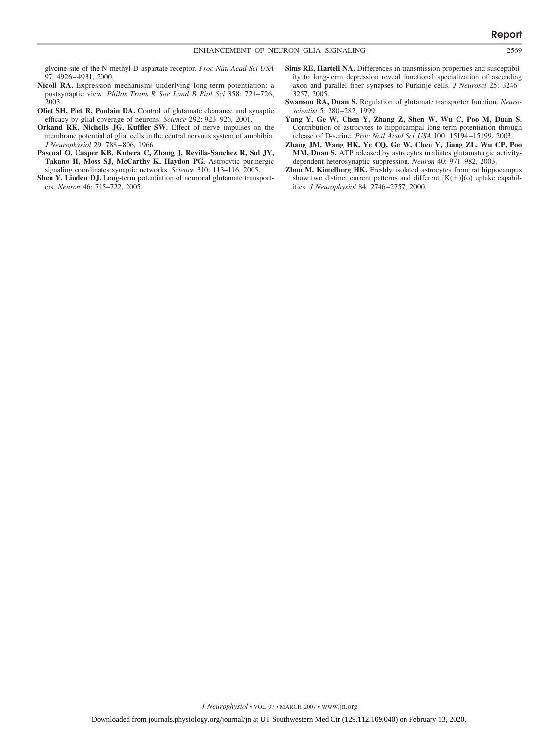glycine site of the N-methyl-D-aspartate receptor. *Proc Natl Acad Sci USA* 97: 4926–4931, 2000.

**Nicoll RA.** Expression mechanisms underlying long-term potentiation: a postsynaptic view. *Philos Trans R Soc Lond B Biol Sci* 358: 721–726, 2003.

**Oliet SH, Piet R, Poulain DA.** Control of glutamate clearance and synaptic efficacy by glial coverage of neurons. *Science* 292: 923–926, 2001.

**Orkand RK, Nicholls JG, Kuffler SW.** Effect of nerve impulses on the membrane potential of glial cells in the central nervous system of amphibia. *J Neurophysiol* 29: 788–806, 1966.

**Pascual O, Casper KB, Kubera C, Zhang J, Revilla-Sanchez R, Sul JY, Takano H, Moss SJ, McCarthy K, Haydon PG.** Astrocytic purinergic signaling coordinates synaptic networks. *Science* 310: 113–116, 2005.

**Shen Y, Linden DJ.** Long-term potentiation of neuronal glutamate transporters. *Neuron* 46: 715–722, 2005.

**Sims RE, Hartell NA.** Differences in transmission properties and susceptibility to long-term depression reveal functional specialization of ascending axon and parallel fiber synapses to Purkinje cells. *J Neurosci* 25: 3246–3257, 2005.

**Swanson RA, Duan S.** Regulation of glutamate transporter function. *Neuroscientist* 5: 280–282, 1999.

**Yang Y, Ge W, Chen Y, Zhang Z, Shen W, Wu C, Poo M, Duan S.** Contribution of astrocytes to hippocampal long-term potentiation through release of D-serine. *Proc Natl Acad Sci USA* 100: 15194–15199, 2003.

**Zhang JM, Wang HK, Ye CQ, Ge W, Chen Y, Jiang ZL, Wu CP, Poo MM, Duan S.** ATP released by astrocytes mediates glutamatergic activity-dependent heterosynaptic suppression. *Neuron* 40: 971–982, 2003.

**Zhou M, Kimelberg HK.** Freshly isolated astrocytes from rat hippocampus show two distinct current patterns and different $[K(+)](o)$ uptake capabilities. *J Neurophysiol* 84: 2746–2757, 2000.